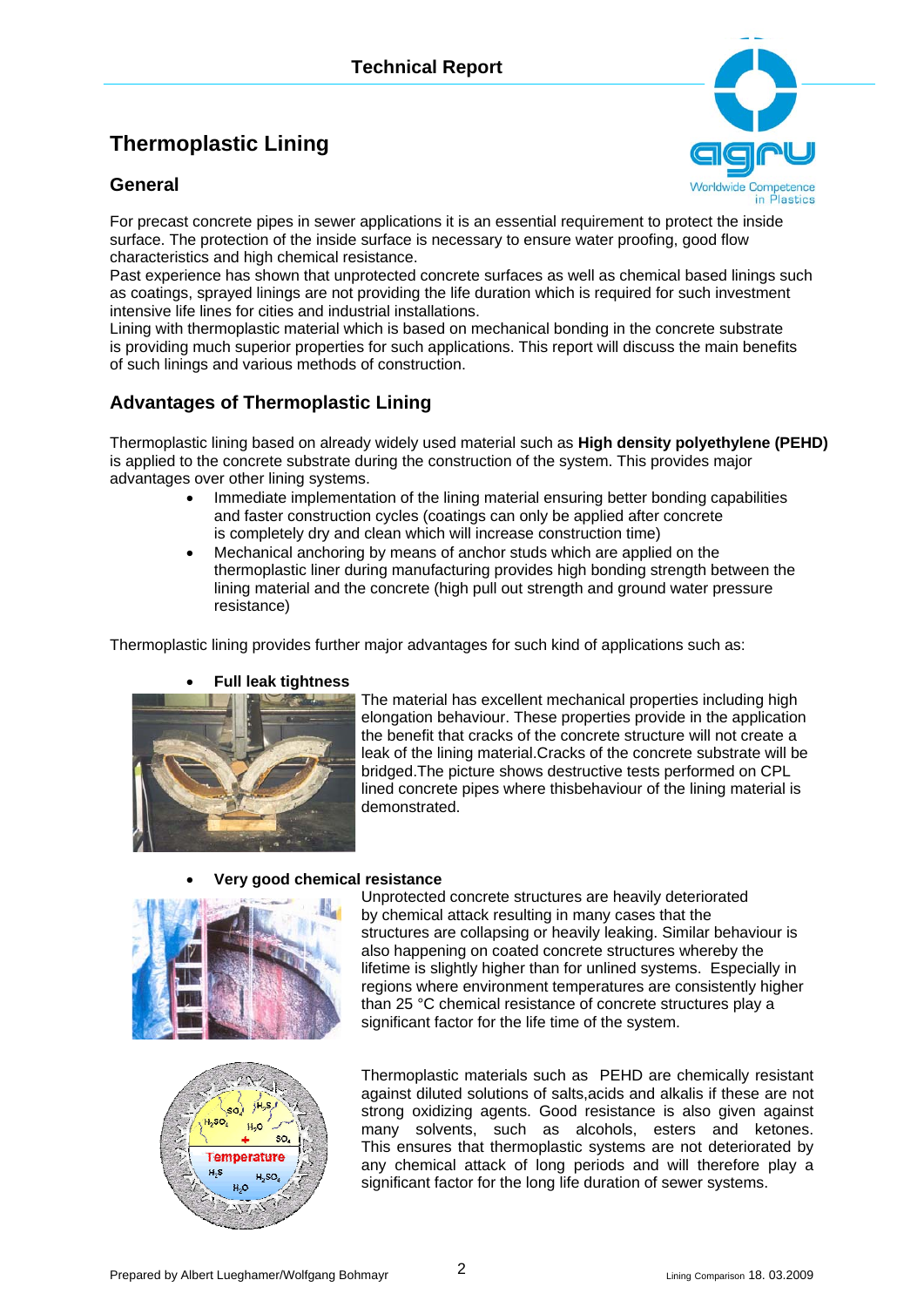# Thermoplastic Lining

## General

For precast concrete pipes in sewer applications it is an essential requirement to protect the inside surface. The protection of the inside surface is necessary to ensure water proofing, good flow characteristics and high chemical resistance.
Past experience has shown that unprotected concrete surfaces as well as chemical based linings such as coatings, sprayed linings are not providing the life duration which is required for such investment intensive life lines for cities and industrial installations.
Lining with thermoplastic material which is based on mechanical bonding in the concrete substrate is providing much superior properties for such applications. This report will discuss the main benefits of such linings and various methods of construction.

## Advantages of Thermoplastic Lining

Thermoplastic lining based on already widely used material such as **High density polyethylene (PEHD)** is applied to the concrete substrate during the construction of the system. This provides major advantages over other lining systems.

- Immediate implementation of the lining material ensuring better bonding capabilities and faster construction cycles (coatings can only be applied after concrete is completely dry and clean which will increase construction time)
- Mechanical anchoring by means of anchor studs which are applied on the thermoplastic liner during manufacturing provides high bonding strength between the lining material and the concrete (high pull out strength and ground water pressure resistance)

Thermoplastic lining provides further major advantages for such kind of applications such as:

- **Full leak tightness**

The material has excellent mechanical properties including high elongation behaviour. These properties provide in the application the benefit that cracks of the concrete structure will not create a leak of the lining material.Cracks of the concrete substrate will be bridged.The picture shows destructive tests performed on CPL lined concrete pipes where thisbehaviour of the lining material is demonstrated.

- **Very good chemical resistance**

Unprotected concrete structures are heavily deteriorated by chemical attack resulting in many cases that the structures are collapsing or heavily leaking. Similar behaviour is also happening on coated concrete structures whereby the lifetime is slightly higher than for unlined systems. Especially in regions where environment temperatures are consistently higher than 25 °C chemical resistance of concrete structures play a significant factor for the life time of the system.

Thermoplastic materials such as PEHD are chemically resistant against diluted solutions of salts,acids and alkalis if these are not strong oxidizing agents. Good resistance is also given against many solvents, such as alcohols, esters and ketones. This ensures that thermoplastic systems are not deteriorated by any chemical attack of long periods and will therefore play a significant factor for the long life duration of sewer systems.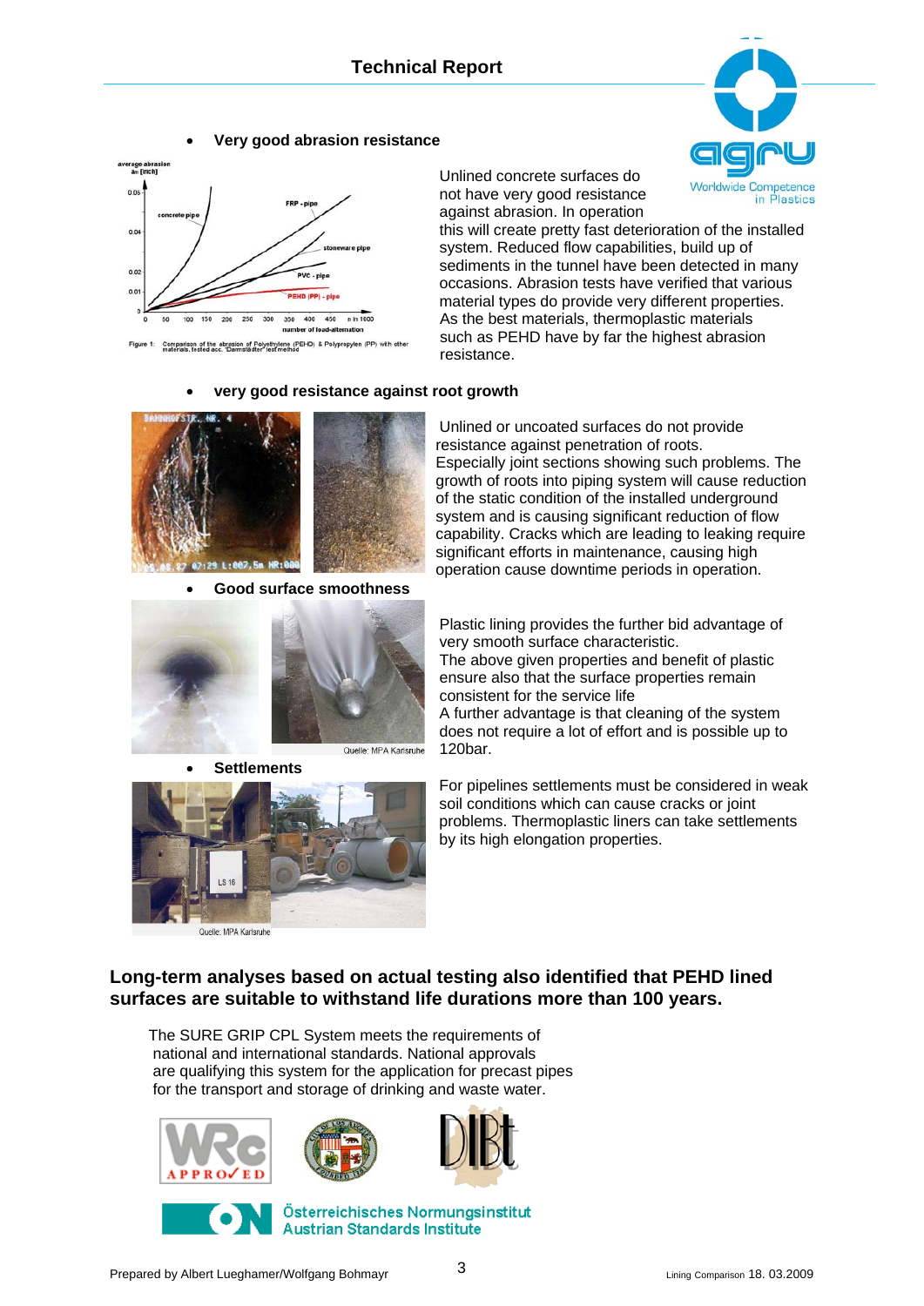- **Very good abrasion resistance**

average abrasion
$a_m$ [inch]

0.06
0.04
0.02
0.01
0

concrete pipe
FRP - pipe
stoneware pipe
PVC - pipe
PEHD (PP) - pipe

0 50 100 150 200 250 300 350 400 450 n in 1000
number of load-alternation

Figure 1: Comparison of the abrasion of Polyethylene (PEHD) & Polypropylen (PP) with other materials, tested acc. "Darmstädter" test method

Unlined concrete surfaces do not have very good resistance against abrasion. In operation this will create pretty fast deterioration of the installed system. Reduced flow capabilities, build up of sediments in the tunnel have been detected in many occasions. Abrasion tests have verified that various material types do provide very different properties. As the best materials, thermoplastic materials such as PEHD have by far the highest abrasion resistance.

- **very good resistance against root growth**

Unlined or uncoated surfaces do not provide resistance against penetration of roots.
Especially joint sections showing such problems. The growth of roots into piping system will cause reduction of the static condition of the installed underground system and is causing significant reduction of flow capability. Cracks which are leading to leaking require significant efforts in maintenance, causing high operation cause downtime periods in operation.

- **Good surface smoothness**

Quelle: MPA Karlsruhe

Plastic lining provides the further bid advantage of very smooth surface characteristic.
The above given properties and benefit of plastic ensure also that the surface properties remain consistent for the service life
A further advantage is that cleaning of the system does not require a lot of effort and is possible up to 120bar.

- **Settlements**

Quelle: MPA Karlsruhe

For pipelines settlements must be considered in weak soil conditions which can cause cracks or joint problems. Thermoplastic liners can take settlements by its high elongation properties.

**Long-term analyses based on actual testing also identified that PEHD lined surfaces are suitable to withstand life durations more than 100 years.**

The SURE GRIP CPL System meets the requirements of national and international standards. National approvals are qualifying this system for the application for precast pipes for the transport and storage of drinking and waste water.

Österreichisches Normungsinstitut
Austrian Standards Institute

Prepared by Albert Lueghamer/Wolfgang Bohmayr

Lining Comparison 18. 03.2009